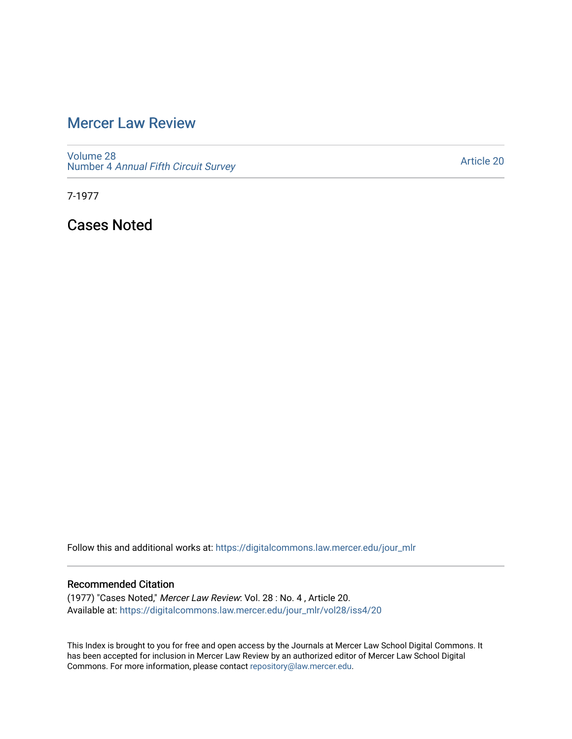# Mercer Law Review

Volume 28
Number 4 *Annual Fifth Circuit Survey*

Article 20

7-1977

## Cases Noted

Follow this and additional works at: https://digitalcommons.law.mercer.edu/jour_mlr

### Recommended Citation

(1977) "Cases Noted," *Mercer Law Review*: Vol. 28 : No. 4 , Article 20.
Available at: https://digitalcommons.law.mercer.edu/jour_mlr/vol28/iss4/20

This Index is brought to you for free and open access by the Journals at Mercer Law School Digital Commons. It has been accepted for inclusion in Mercer Law Review by an authorized editor of Mercer Law School Digital Commons. For more information, please contact repository@law.mercer.edu.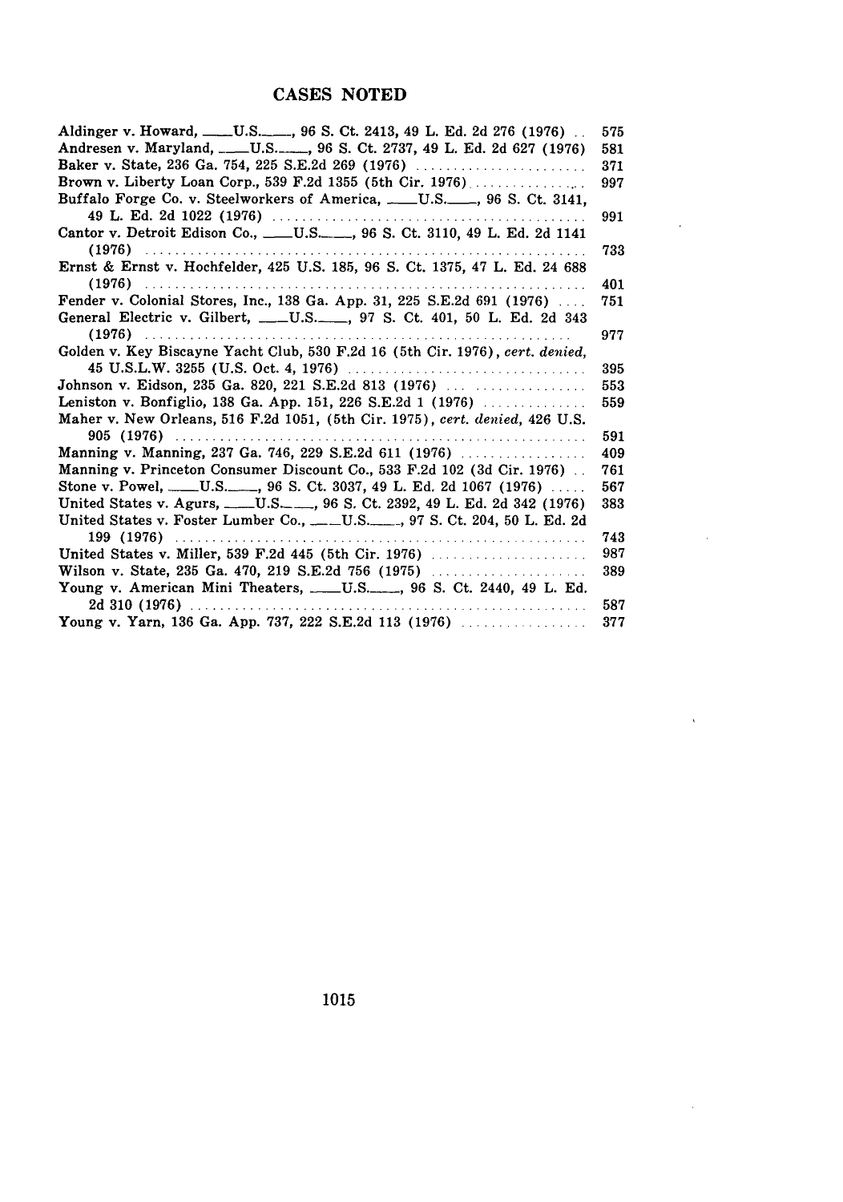# CASES NOTED

| | |
|---|---|
| Aldinger v. Howard, ___U.S.___, 96 S. Ct. 2413, 49 L. Ed. 2d 276 (1976) | 575 |
| Andresen v. Maryland, ___U.S.___, 96 S. Ct. 2737, 49 L. Ed. 2d 627 (1976) | 581 |
| Baker v. State, 236 Ga. 754, 225 S.E.2d 269 (1976) | 371 |
| Brown v. Liberty Loan Corp., 539 F.2d 1355 (5th Cir. 1976) | 997 |
| Buffalo Forge Co. v. Steelworkers of America, ___U.S.___, 96 S. Ct. 3141, 49 L. Ed. 2d 1022 (1976) | 991 |
| Cantor v. Detroit Edison Co., ___U.S.___, 96 S. Ct. 3110, 49 L. Ed. 2d 1141 (1976) | 733 |
| Ernst & Ernst v. Hochfelder, 425 U.S. 185, 96 S. Ct. 1375, 47 L. Ed. 24 688 (1976) | 401 |
| Fender v. Colonial Stores, Inc., 138 Ga. App. 31, 225 S.E.2d 691 (1976) | 751 |
| General Electric v. Gilbert, ___U.S.___, 97 S. Ct. 401, 50 L. Ed. 2d 343 (1976) | 977 |
| Golden v. Key Biscayne Yacht Club, 530 F.2d 16 (5th Cir. 1976), *cert. denied*, 45 U.S.L.W. 3255 (U.S. Oct. 4, 1976) | 395 |
| Johnson v. Eidson, 235 Ga. 820, 221 S.E.2d 813 (1976) | 553 |
| Leniston v. Bonfiglio, 138 Ga. App. 151, 226 S.E.2d 1 (1976) | 559 |
| Maher v. New Orleans, 516 F.2d 1051, (5th Cir. 1975), *cert. denied*, 426 U.S. 905 (1976) | 591 |
| Manning v. Manning, 237 Ga. 746, 229 S.E.2d 611 (1976) | 409 |
| Manning v. Princeton Consumer Discount Co., 533 F.2d 102 (3d Cir. 1976) | 761 |
| Stone v. Powel, ___U.S.___, 96 S. Ct. 3037, 49 L. Ed. 2d 1067 (1976) | 567 |
| United States v. Agurs, ___U.S.___, 96 S. Ct. 2392, 49 L. Ed. 2d 342 (1976) | 383 |
| United States v. Foster Lumber Co., ___U.S.___, 97 S. Ct. 204, 50 L. Ed. 2d 199 (1976) | 743 |
| United States v. Miller, 539 F.2d 445 (5th Cir. 1976) | 987 |
| Wilson v. State, 235 Ga. 470, 219 S.E.2d 756 (1975) | 389 |
| Young v. American Mini Theaters, ___U.S.___, 96 S. Ct. 2440, 49 L. Ed. 2d 310 (1976) | 587 |
| Young v. Yarn, 136 Ga. App. 737, 222 S.E.2d 113 (1976) | 377 |